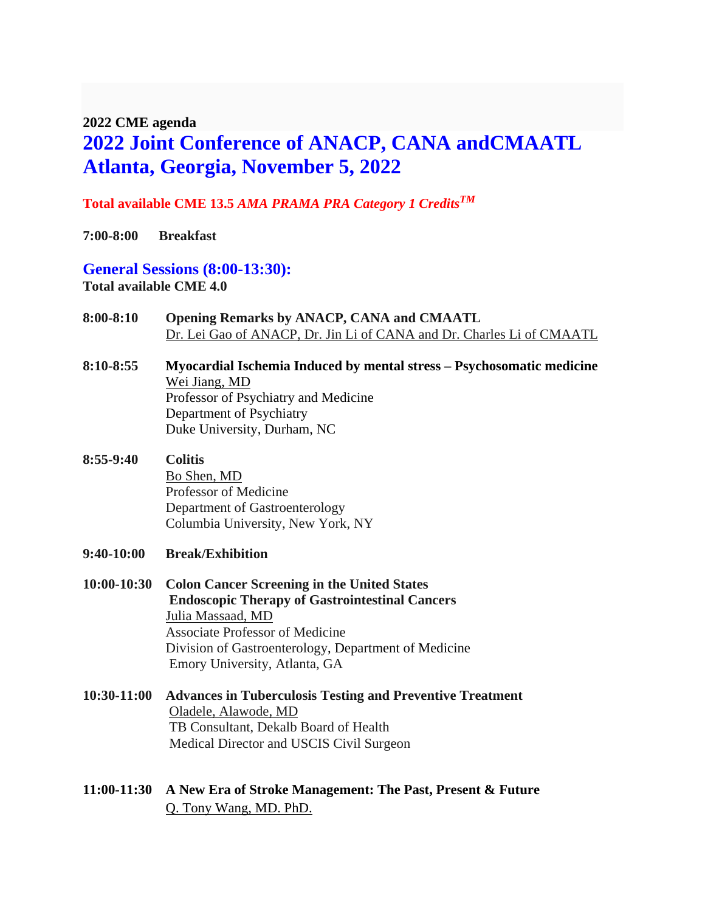**2022 CME agenda**

# 2022 Joint Conference of ANACP, CANA andCMAATL Atlanta, Georgia, November 5, 2022

**Total available CME 13.5 *AMA PRAMA PRA Category 1 Credits*$^{TM}$**

**7:00-8:00 Breakfast**

## General Sessions (8:00-13:30):

**Total available CME 4.0**

**8:00-8:10** **Opening Remarks by ANACP, CANA and CMAATL**
Dr. Lei Gao of ANACP, Dr. Jin Li of CANA and Dr. Charles Li of CMAATL

**8:10-8:55** **Myocardial Ischemia Induced by mental stress – Psychosomatic medicine**
Wei Jiang, MD
Professor of Psychiatry and Medicine
Department of Psychiatry
Duke University, Durham, NC

**8:55-9:40** **Colitis**
Bo Shen, MD
Professor of Medicine
Department of Gastroenterology
Columbia University, New York, NY

**9:40-10:00** **Break/Exhibition**

**10:00-10:30** **Colon Cancer Screening in the United States**
**Endoscopic Therapy of Gastrointestinal Cancers**
Julia Massaad, MD
Associate Professor of Medicine
Division of Gastroenterology, Department of Medicine
Emory University, Atlanta, GA

**10:30-11:00** **Advances in Tuberculosis Testing and Preventive Treatment**
Oladele, Alawode, MD
TB Consultant, Dekalb Board of Health
Medical Director and USCIS Civil Surgeon

**11:00-11:30** **A New Era of Stroke Management: The Past, Present & Future**
Q. Tony Wang, MD. PhD.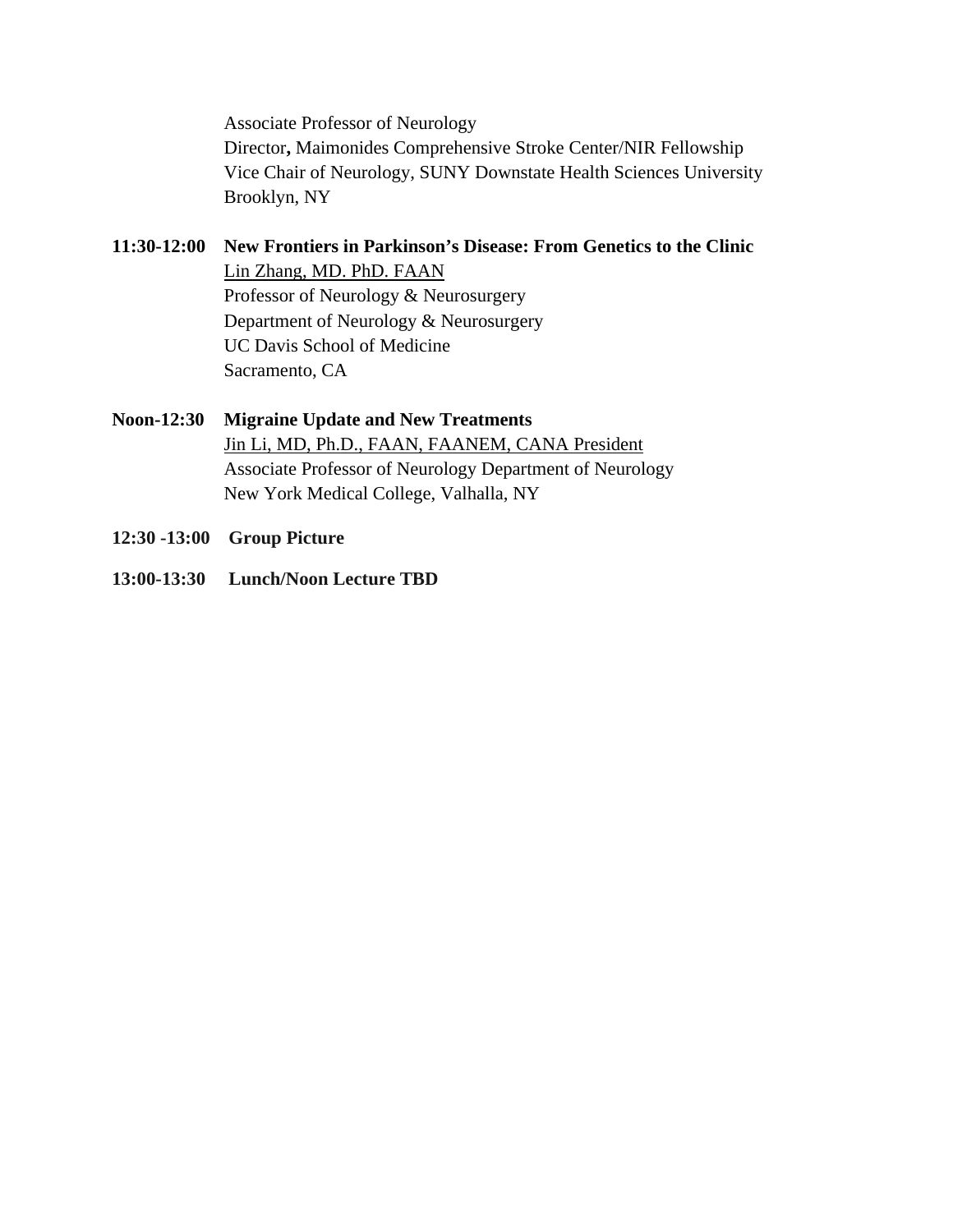Associate Professor of Neurology
Director**,** Maimonides Comprehensive Stroke Center/NIR Fellowship
Vice Chair of Neurology, SUNY Downstate Health Sciences University
Brooklyn, NY

**11:30-12:00 New Frontiers in Parkinson's Disease: From Genetics to the Clinic**
<u>Lin Zhang, MD. PhD. FAAN</u>
Professor of Neurology & Neurosurgery
Department of Neurology & Neurosurgery
UC Davis School of Medicine
Sacramento, CA

**Noon-12:30 Migraine Update and New Treatments**
<u>Jin Li, MD, Ph.D., FAAN, FAANEM, CANA President</u>
Associate Professor of Neurology Department of Neurology
New York Medical College, Valhalla, NY

**12:30 -13:00 Group Picture**

**13:00-13:30 Lunch/Noon Lecture TBD**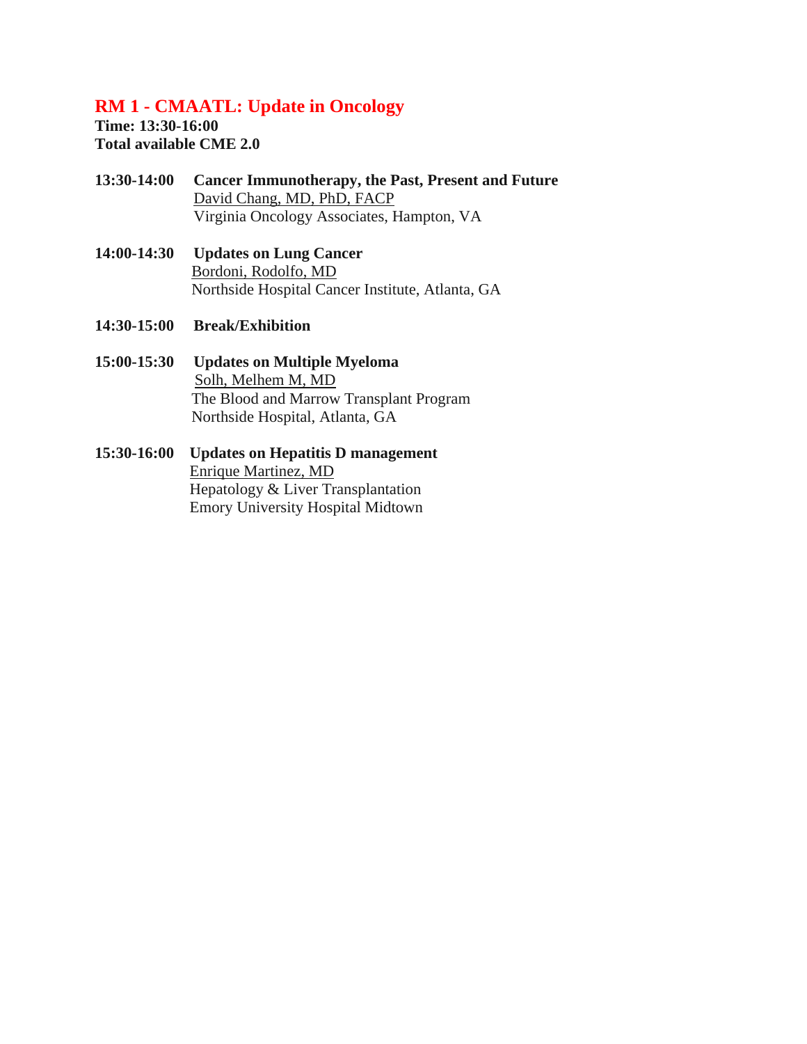## RM 1 - CMAATL: Update in Oncology

**Time: 13:30-16:00**
**Total available CME 2.0**

**13:30-14:00** **Cancer Immunotherapy, the Past, Present and Future**
David Chang, MD, PhD, FACP
Virginia Oncology Associates, Hampton, VA

**14:00-14:30** **Updates on Lung Cancer**
Bordoni, Rodolfo, MD
Northside Hospital Cancer Institute, Atlanta, GA

**14:30-15:00** **Break/Exhibition**

**15:00-15:30** **Updates on Multiple Myeloma**
Solh, Melhem M, MD
The Blood and Marrow Transplant Program
Northside Hospital, Atlanta, GA

**15:30-16:00** **Updates on Hepatitis D management**
Enrique Martinez, MD
Hepatology & Liver Transplantation
Emory University Hospital Midtown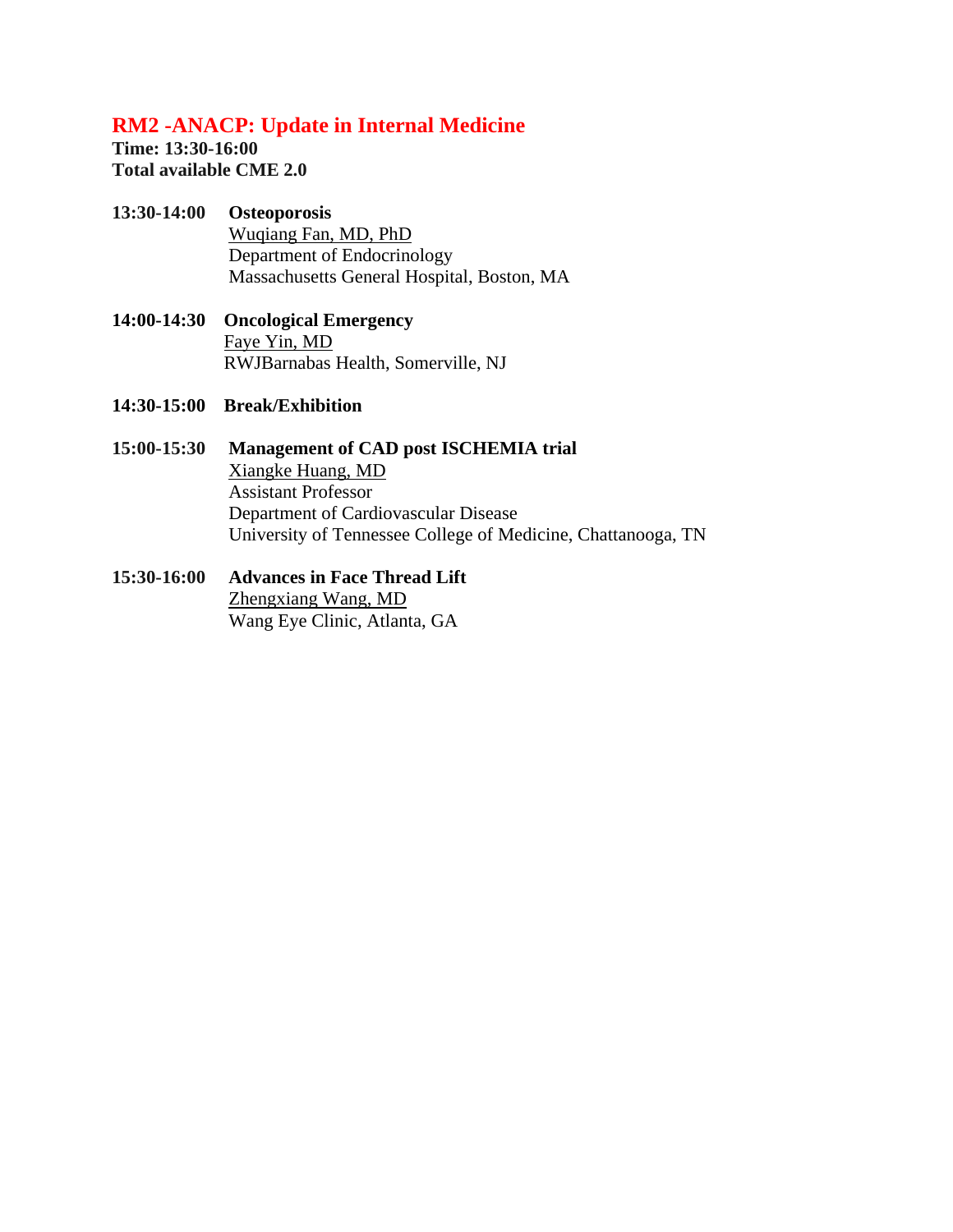## RM2 -ANACP: Update in Internal Medicine

**Time: 13:30-16:00**
**Total available CME 2.0**

**13:30-14:00 Osteoporosis**
Wuqiang Fan, MD, PhD
Department of Endocrinology
Massachusetts General Hospital, Boston, MA

**14:00-14:30 Oncological Emergency**
Faye Yin, MD
RWJBarnabas Health, Somerville, NJ

**14:30-15:00 Break/Exhibition**

**15:00-15:30 Management of CAD post ISCHEMIA trial**
Xiangke Huang, MD
Assistant Professor
Department of Cardiovascular Disease
University of Tennessee College of Medicine, Chattanooga, TN

**15:30-16:00 Advances in Face Thread Lift**
Zhengxiang Wang, MD
Wang Eye Clinic, Atlanta, GA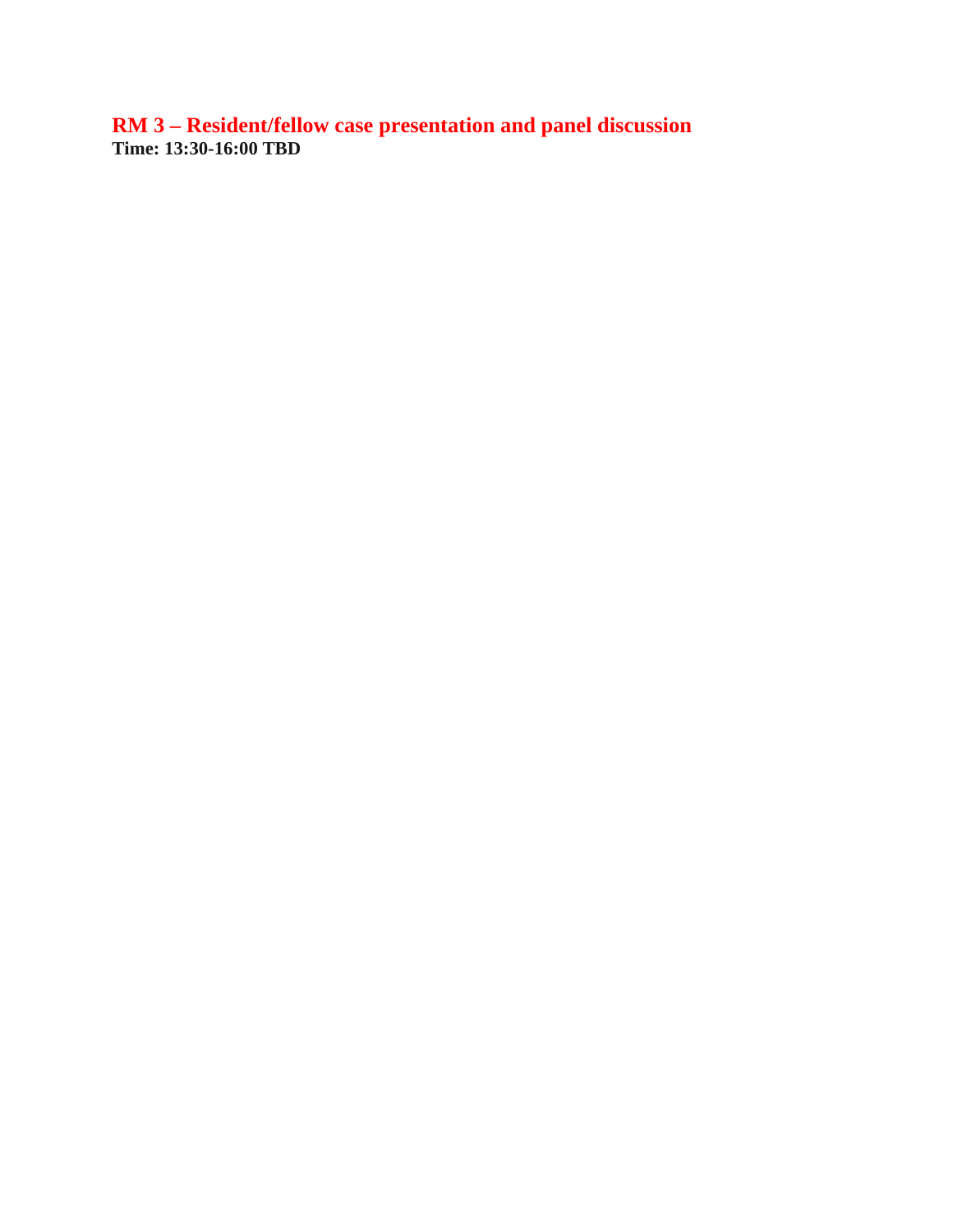## RM 3 – Resident/fellow case presentation and panel discussion

**Time: 13:30-16:00 TBD**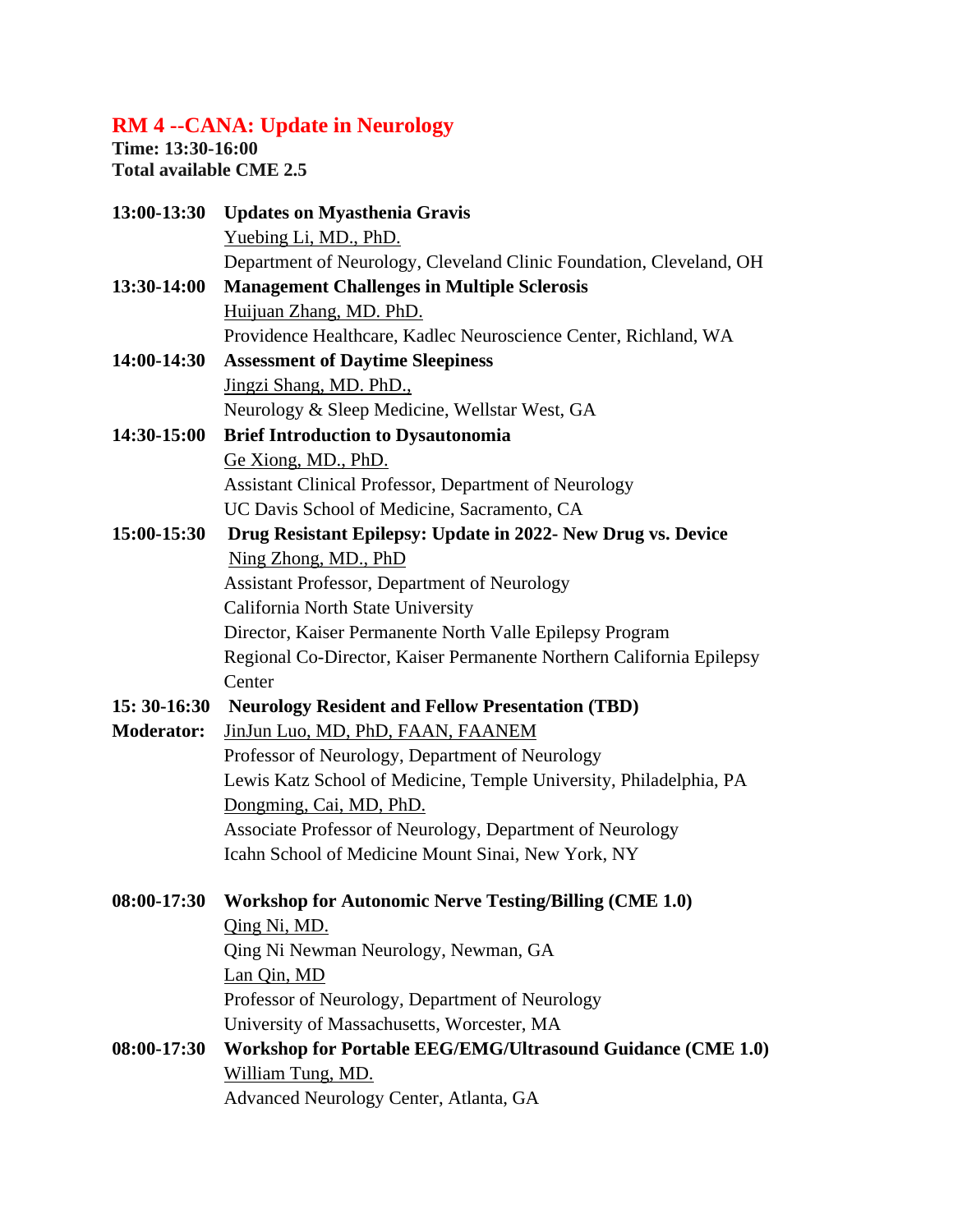## RM 4 --CANA: Update in Neurology

**Time: 13:30-16:00**
**Total available CME 2.5**

**13:00-13:30** **Updates on Myasthenia Gravis**
Yuebing Li, MD., PhD.
Department of Neurology, Cleveland Clinic Foundation, Cleveland, OH

**13:30-14:00** **Management Challenges in Multiple Sclerosis**
Huijuan Zhang, MD. PhD.
Providence Healthcare, Kadlec Neuroscience Center, Richland, WA

**14:00-14:30** **Assessment of Daytime Sleepiness**
Jingzi Shang, MD. PhD.,
Neurology & Sleep Medicine, Wellstar West, GA

**14:30-15:00** **Brief Introduction to Dysautonomia**
Ge Xiong, MD., PhD.
Assistant Clinical Professor, Department of Neurology
UC Davis School of Medicine, Sacramento, CA

**15:00-15:30** **Drug Resistant Epilepsy: Update in 2022- New Drug vs. Device**
Ning Zhong, MD., PhD
Assistant Professor, Department of Neurology
California North State University
Director, Kaiser Permanente North Valle Epilepsy Program
Regional Co-Director, Kaiser Permanente Northern California Epilepsy Center

**15: 30-16:30** **Neurology Resident and Fellow Presentation (TBD)**

**Moderator:** JinJun Luo, MD, PhD, FAAN, FAANEM
Professor of Neurology, Department of Neurology
Lewis Katz School of Medicine, Temple University, Philadelphia, PA
Dongming, Cai, MD, PhD.
Associate Professor of Neurology, Department of Neurology
Icahn School of Medicine Mount Sinai, New York, NY

**08:00-17:30** **Workshop for Autonomic Nerve Testing/Billing (CME 1.0)**
Qing Ni, MD.
Qing Ni Newman Neurology, Newman, GA
Lan Qin, MD
Professor of Neurology, Department of Neurology
University of Massachusetts, Worcester, MA

**08:00-17:30** **Workshop for Portable EEG/EMG/Ultrasound Guidance (CME 1.0)**
William Tung, MD.
Advanced Neurology Center, Atlanta, GA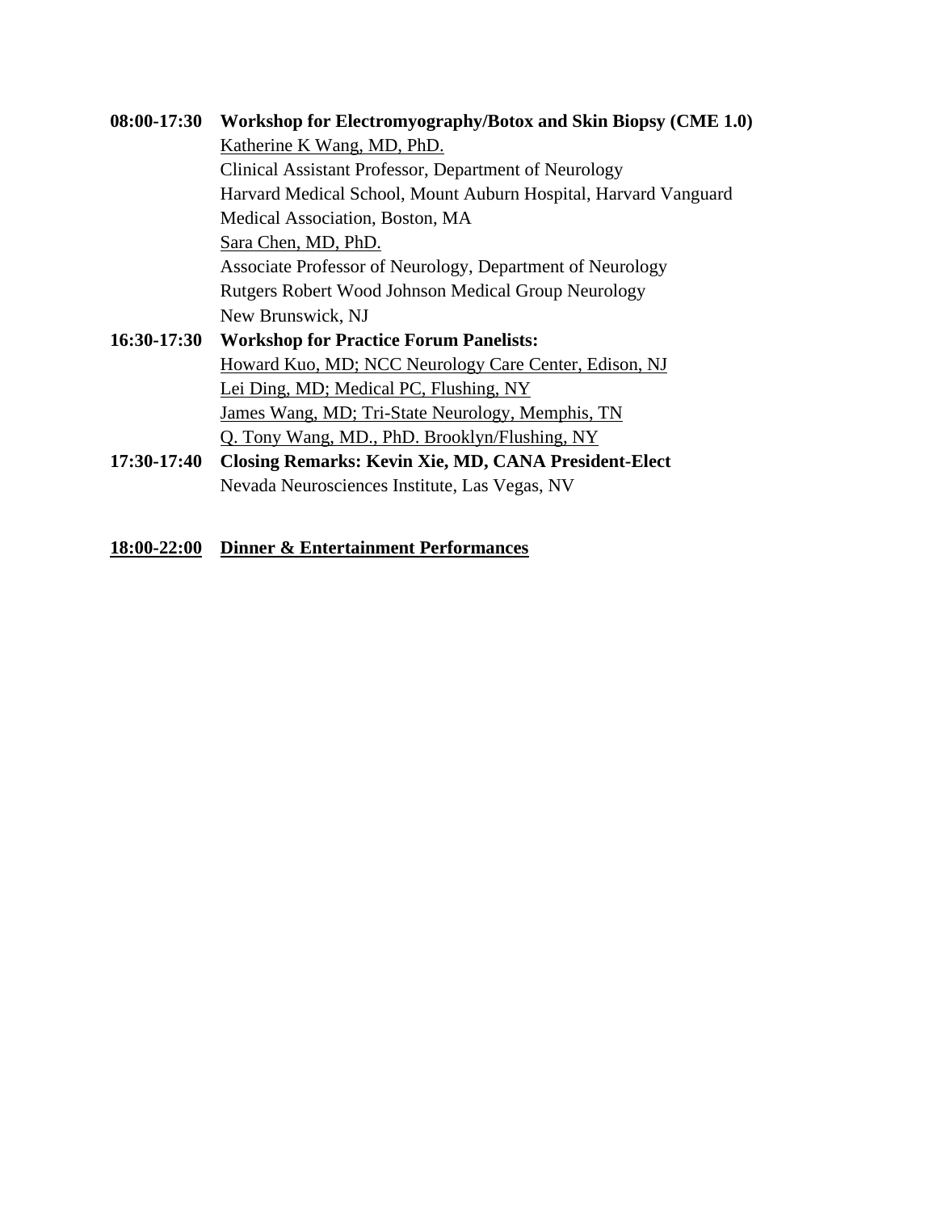**08:00-17:30 Workshop for Electromyography/Botox and Skin Biopsy (CME 1.0)**

Katherine K Wang, MD, PhD.
Clinical Assistant Professor, Department of Neurology
Harvard Medical School, Mount Auburn Hospital, Harvard Vanguard Medical Association, Boston, MA

Sara Chen, MD, PhD.
Associate Professor of Neurology, Department of Neurology
Rutgers Robert Wood Johnson Medical Group Neurology
New Brunswick, NJ

**16:30-17:30 Workshop for Practice Forum Panelists:**

Howard Kuo, MD; NCC Neurology Care Center, Edison, NJ
Lei Ding, MD; Medical PC, Flushing, NY
James Wang, MD; Tri-State Neurology, Memphis, TN
Q. Tony Wang, MD., PhD. Brooklyn/Flushing, NY

**17:30-17:40 Closing Remarks: Kevin Xie, MD, CANA President-Elect**

Nevada Neurosciences Institute, Las Vegas, NV

**18:00-22:00 Dinner & Entertainment Performances**